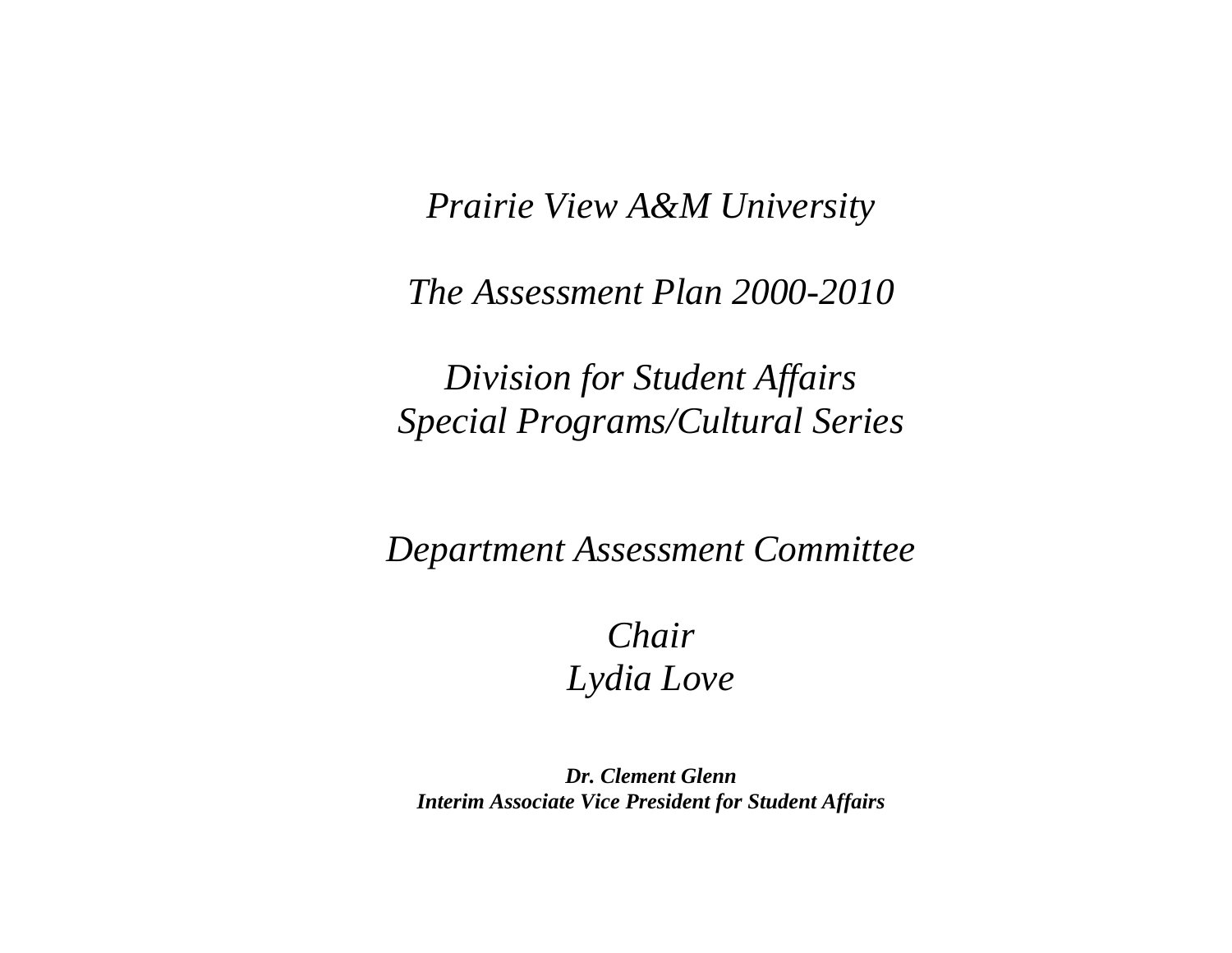*Prairie View A&M University*

*The Assessment Plan 2000-2010*

*Division for Student Affairs*
*Special Programs/Cultural Series*

*Department Assessment Committee*

*Chair*
*Lydia Love*

***Dr. Clement Glenn***
***Interim Associate Vice President for Student Affairs***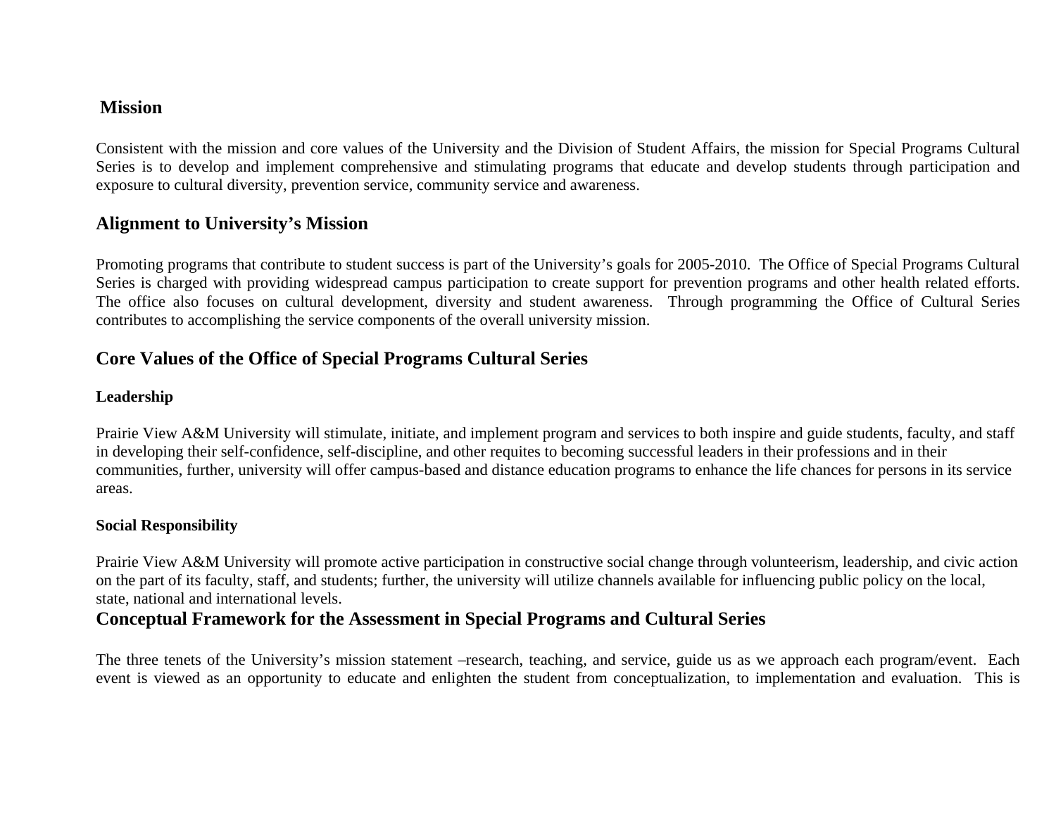## Mission

Consistent with the mission and core values of the University and the Division of Student Affairs, the mission for Special Programs Cultural Series is to develop and implement comprehensive and stimulating programs that educate and develop students through participation and exposure to cultural diversity, prevention service, community service and awareness.

## Alignment to University's Mission

Promoting programs that contribute to student success is part of the University's goals for 2005-2010. The Office of Special Programs Cultural Series is charged with providing widespread campus participation to create support for prevention programs and other health related efforts. The office also focuses on cultural development, diversity and student awareness. Through programming the Office of Cultural Series contributes to accomplishing the service components of the overall university mission.

## Core Values of the Office of Special Programs Cultural Series

### Leadership

Prairie View A&M University will stimulate, initiate, and implement program and services to both inspire and guide students, faculty, and staff in developing their self-confidence, self-discipline, and other requites to becoming successful leaders in their professions and in their communities, further, university will offer campus-based and distance education programs to enhance the life chances for persons in its service areas.

### Social Responsibility

Prairie View A&M University will promote active participation in constructive social change through volunteerism, leadership, and civic action on the part of its faculty, staff, and students; further, the university will utilize channels available for influencing public policy on the local, state, national and international levels.

## Conceptual Framework for the Assessment in Special Programs and Cultural Series

The three tenets of the University's mission statement –research, teaching, and service, guide us as we approach each program/event. Each event is viewed as an opportunity to educate and enlighten the student from conceptualization, to implementation and evaluation. This is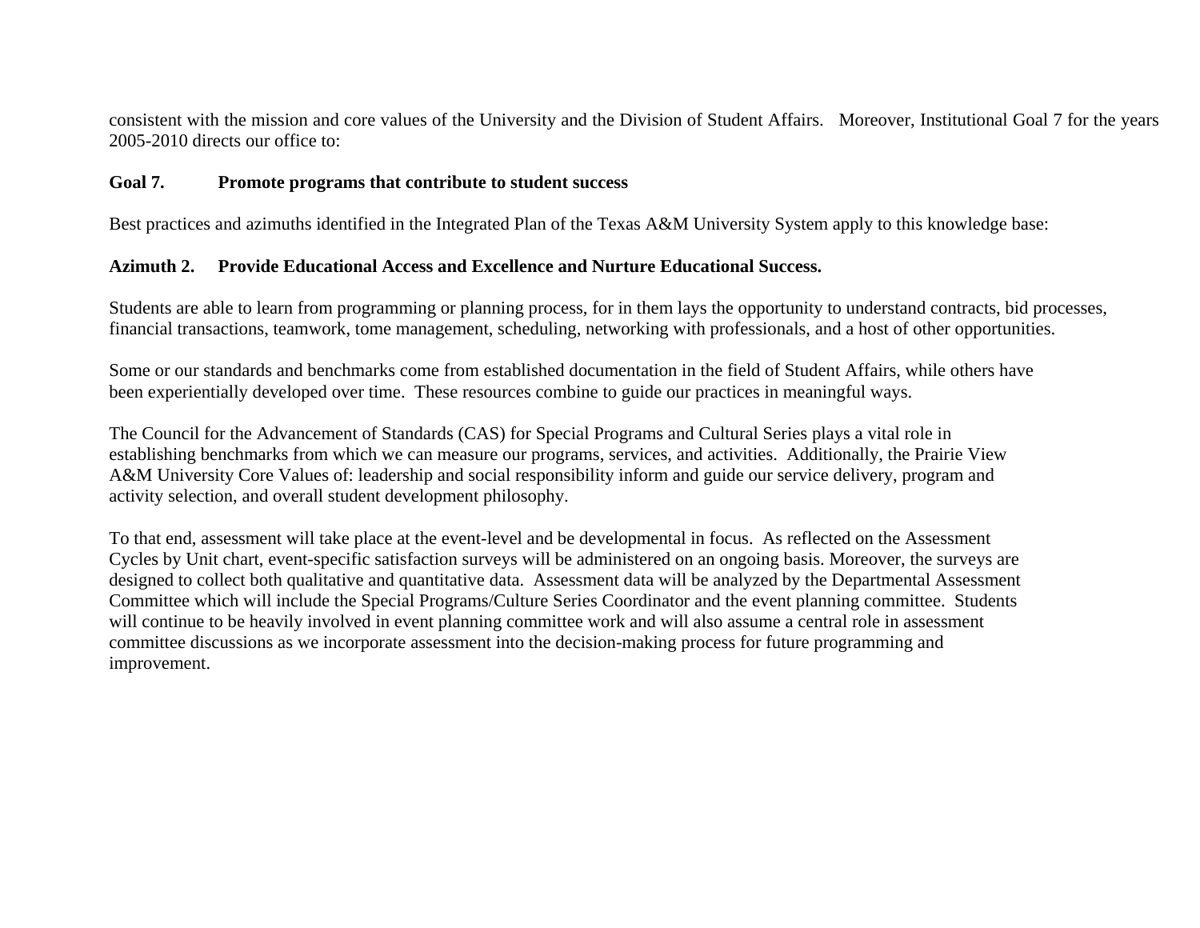consistent with the mission and core values of the University and the Division of Student Affairs. Moreover, Institutional Goal 7 for the years 2005-2010 directs our office to:

**Goal 7. Promote programs that contribute to student success**

Best practices and azimuths identified in the Integrated Plan of the Texas A&M University System apply to this knowledge base:

**Azimuth 2. Provide Educational Access and Excellence and Nurture Educational Success.**

Students are able to learn from programming or planning process, for in them lays the opportunity to understand contracts, bid processes, financial transactions, teamwork, tome management, scheduling, networking with professionals, and a host of other opportunities.

Some or our standards and benchmarks come from established documentation in the field of Student Affairs, while others have been experientially developed over time. These resources combine to guide our practices in meaningful ways.

The Council for the Advancement of Standards (CAS) for Special Programs and Cultural Series plays a vital role in establishing benchmarks from which we can measure our programs, services, and activities. Additionally, the Prairie View A&M University Core Values of: leadership and social responsibility inform and guide our service delivery, program and activity selection, and overall student development philosophy.

To that end, assessment will take place at the event-level and be developmental in focus. As reflected on the Assessment Cycles by Unit chart, event-specific satisfaction surveys will be administered on an ongoing basis. Moreover, the surveys are designed to collect both qualitative and quantitative data. Assessment data will be analyzed by the Departmental Assessment Committee which will include the Special Programs/Culture Series Coordinator and the event planning committee. Students will continue to be heavily involved in event planning committee work and will also assume a central role in assessment committee discussions as we incorporate assessment into the decision-making process for future programming and improvement.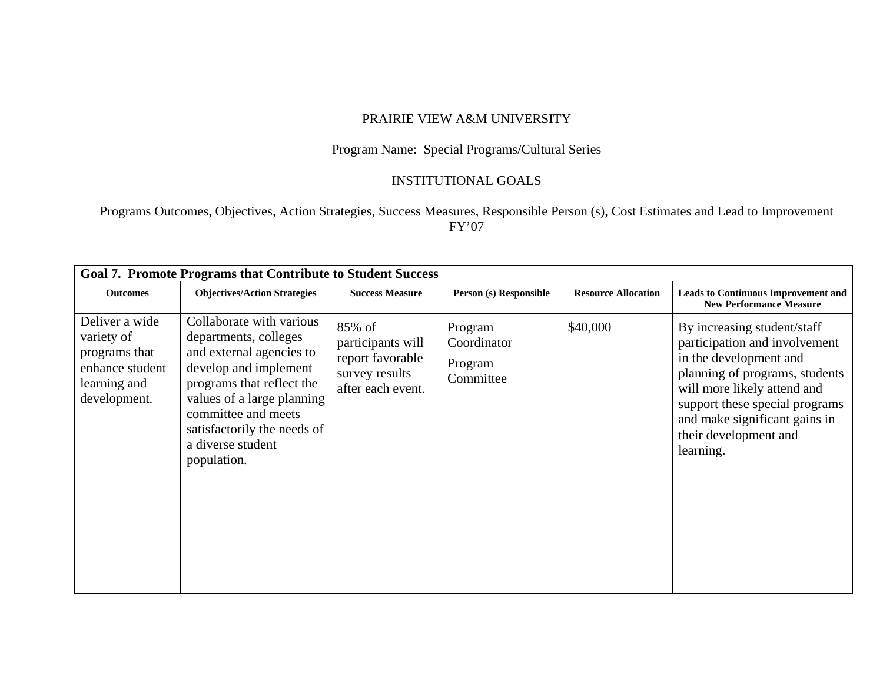PRAIRIE VIEW A&M UNIVERSITY

Program Name: Special Programs/Cultural Series

INSTITUTIONAL GOALS

Programs Outcomes, Objectives, Action Strategies, Success Measures, Responsible Person (s), Cost Estimates and Lead to Improvement FY'07

| **Goal 7. Promote Programs that Contribute to Student Success** | | | | | |
|---|---|---|---|---|---|
| **Outcomes** | **Objectives/Action Strategies** | **Success Measure** | **Person (s) Responsible** | **Resource Allocation** | **Leads to Continuous Improvement and New Performance Measure** |
| Deliver a wide variety of programs that enhance student learning and development. | Collaborate with various departments, colleges and external agencies to develop and implement programs that reflect the values of a large planning committee and meets satisfactorily the needs of a diverse student population. | 85% of participants will report favorable survey results after each event. | Program Coordinator<br>Program Committee | $40,000 | By increasing student/staff participation and involvement in the development and planning of programs, students will more likely attend and support these special programs and make significant gains in their development and learning. |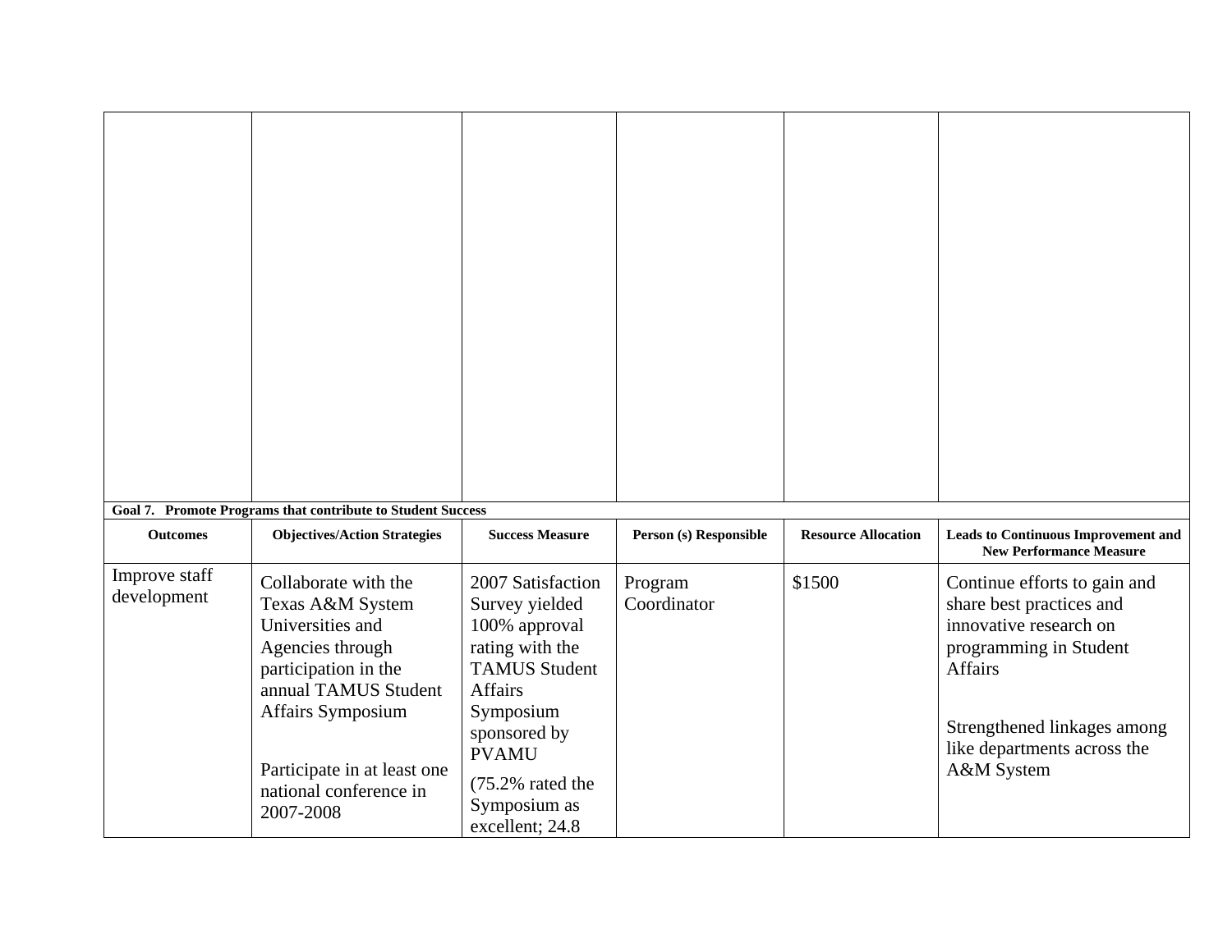| | | | | | |
|---|---|---|---|---|---|
| | | | | | |

**Goal 7. Promote Programs that contribute to Student Success**

| Outcomes | Objectives/Action Strategies | Success Measure | Person (s) Responsible | Resource Allocation | Leads to Continuous Improvement and New Performance Measure |
|---|---|---|---|---|---|
| Improve staff development | Collaborate with the Texas A&M System Universities and Agencies through participation in the annual TAMUS Student Affairs Symposium<br><br>Participate in at least one national conference in 2007-2008 | 2007 Satisfaction Survey yielded 100% approval rating with the TAMUS Student Affairs Symposium sponsored by PVAMU<br>(75.2% rated the Symposium as excellent; 24.8 | Program Coordinator | $1500 | Continue efforts to gain and share best practices and innovative research on programming in Student Affairs<br><br>Strengthened linkages among like departments across the A&M System |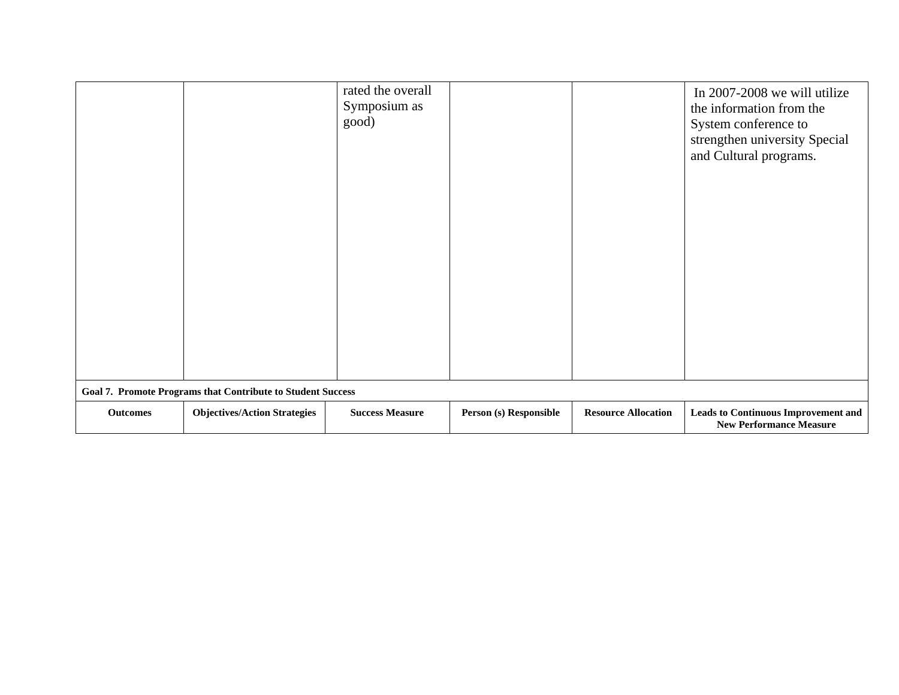|  |  | rated the overall Symposium as good) |  |  | In 2007-2008 we will utilize the information from the System conference to strengthen university Special and Cultural programs. |
|---|---|---|---|---|---|
| **Goal 7. Promote Programs that Contribute to Student Success** | | | | | |
| **Outcomes** | **Objectives/Action Strategies** | **Success Measure** | **Person (s) Responsible** | **Resource Allocation** | **Leads to Continuous Improvement and New Performance Measure** |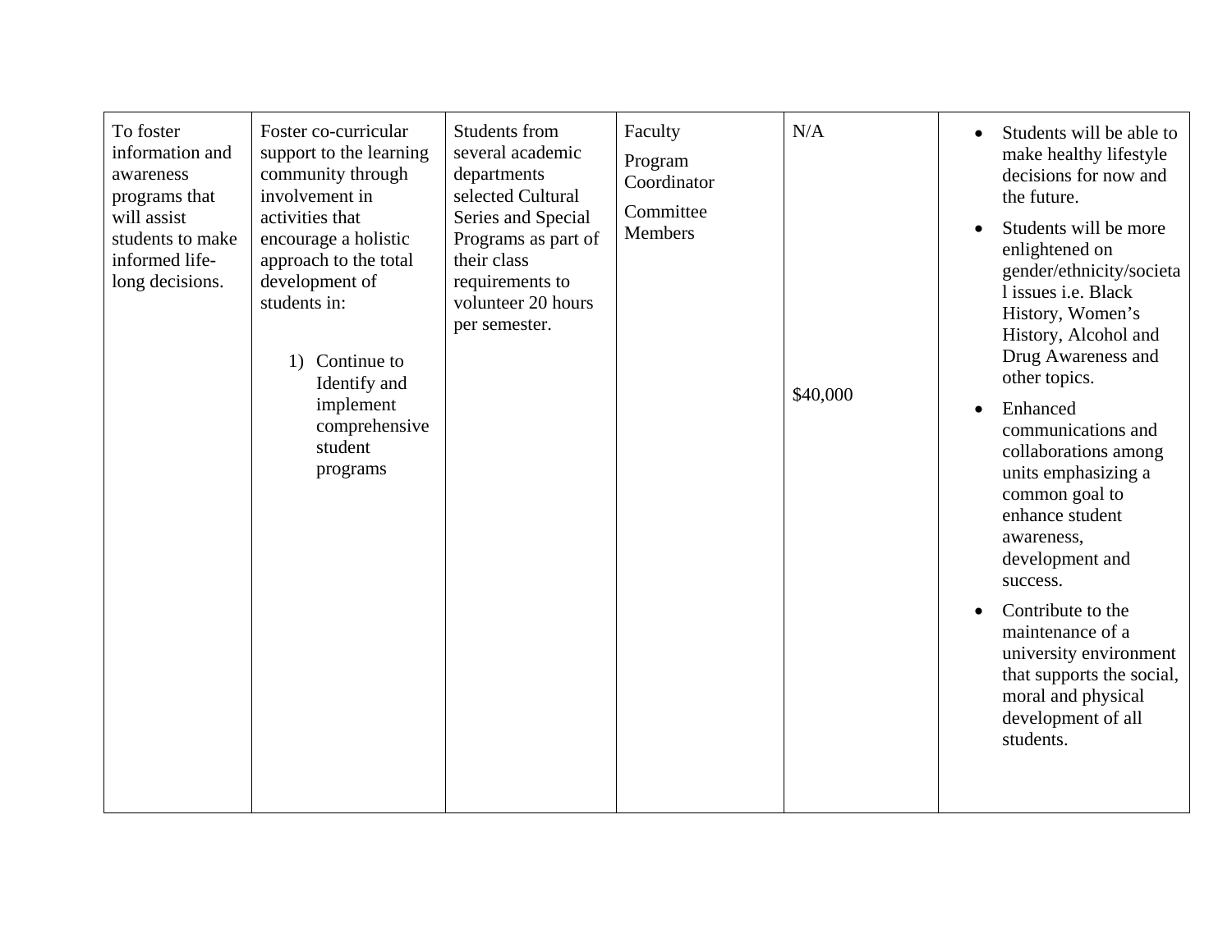| | | | | | |
|---|---|---|---|---|---|
| To foster information and awareness programs that will assist students to make informed life-long decisions. | Foster co-curricular support to the learning community through involvement in activities that encourage a holistic approach to the total development of students in:<br><br>1) Continue to Identify and implement comprehensive student programs | Students from several academic departments selected Cultural Series and Special Programs as part of their class requirements to volunteer 20 hours per semester. | Faculty<br>Program Coordinator<br>Committee Members | N/A<br><br>$40,000 | • Students will be able to make healthy lifestyle decisions for now and the future.<br>• Students will be more enlightened on gender/ethnicity/societal issues i.e. Black History, Women's History, Alcohol and Drug Awareness and other topics.<br>• Enhanced communications and collaborations among units emphasizing a common goal to enhance student awareness, development and success.<br>• Contribute to the maintenance of a university environment that supports the social, moral and physical development of all students. |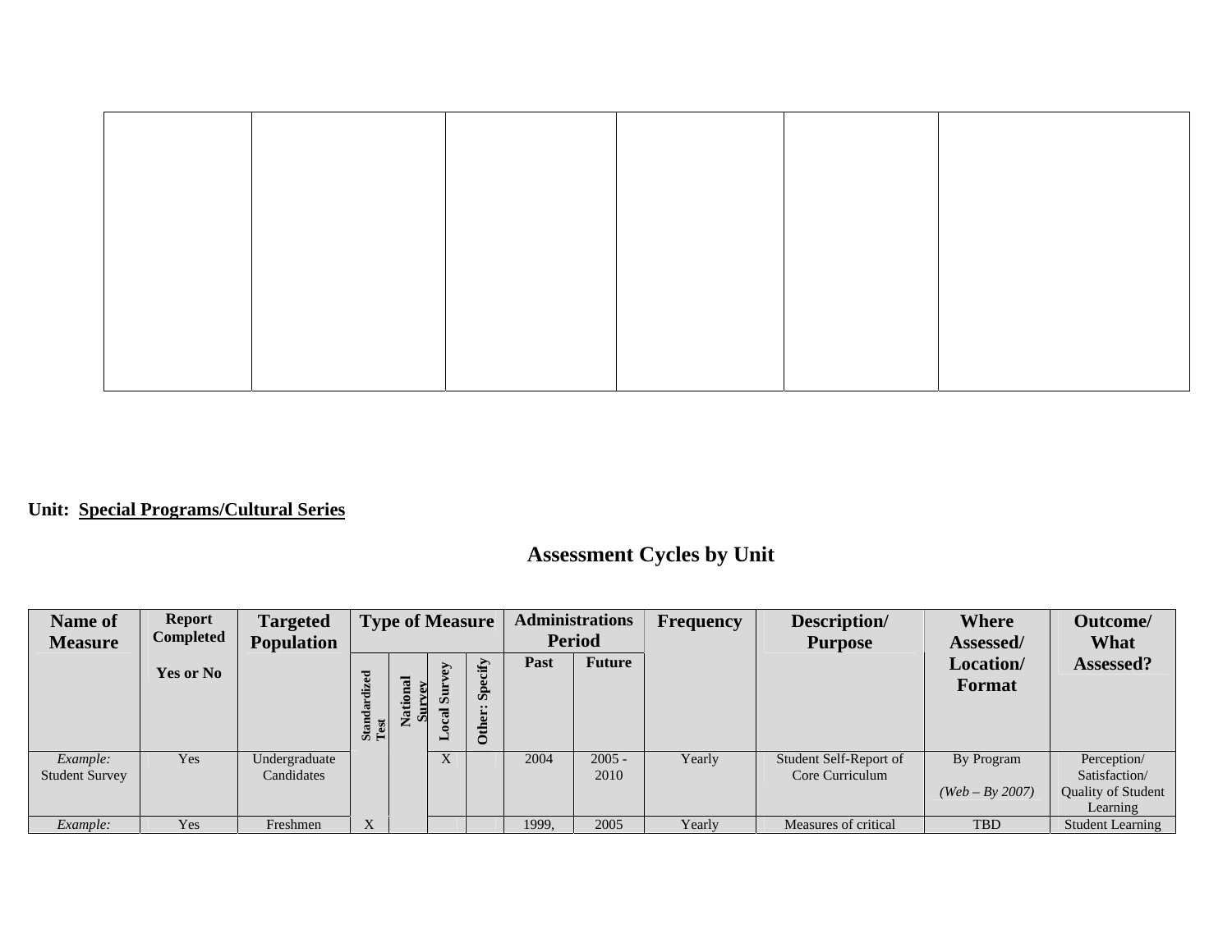| | | | | | |
|---|---|---|---|---|---|
| | | | | | |

**Unit: Special Programs/Cultural Series**

## Assessment Cycles by Unit

| Name of Measure | Report Completed Yes or No | Targeted Population | Type of Measure | | | | Administrations Period | | Frequency | Description/ Purpose | Where Assessed/ Location/ Format | Outcome/ What Assessed? |
|---|---|---|---|---|---|---|---|---|---|---|---|---|
| | | | Standardized Test | National Survey | Local Survey | Other: Specify | Past | Future | | | | |
| *Example:* Student Survey | Yes | Undergraduate Candidates | | | X | | 2004 | 2005 - 2010 | Yearly | Student Self-Report of Core Curriculum | By Program *(Web – By 2007)* | Perception/ Satisfaction/ Quality of Student Learning |
| *Example:* | Yes | Freshmen | X | | | | 1999, | 2005 | Yearly | Measures of critical | TBD | Student Learning |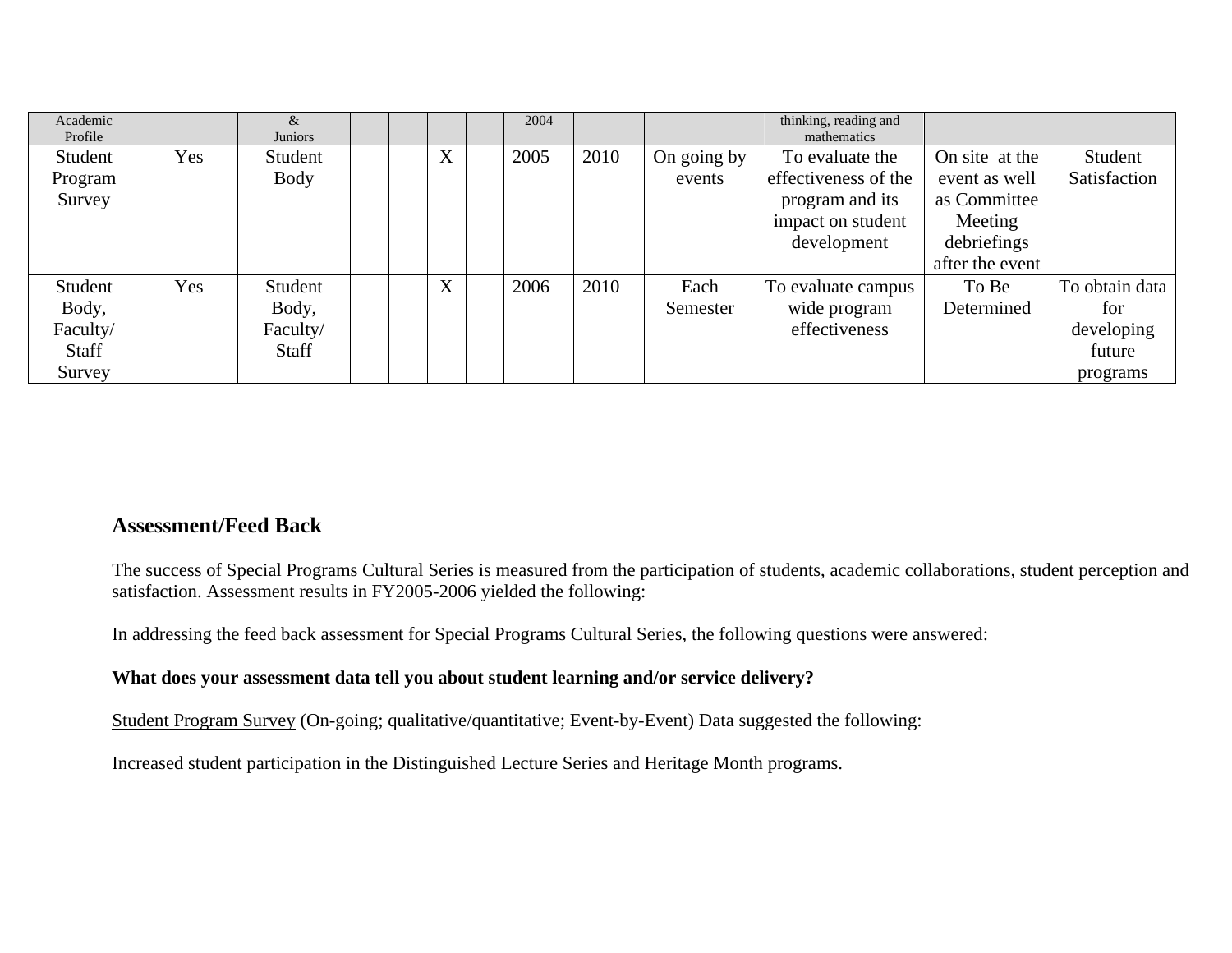| Academic Profile | | & Juniors | | | | | 2004 | | | thinking, reading and mathematics | | |
|---|---|---|---|---|---|---|---|---|---|---|---|---|
| Student Program Survey | Yes | Student Body | | | X | | 2005 | 2010 | On going by events | To evaluate the effectiveness of the program and its impact on student development | On site at the event as well as Committee Meeting debriefings after the event | Student Satisfaction |
| Student Body, Faculty/ Staff Survey | Yes | Student Body, Faculty/ Staff | | | X | | 2006 | 2010 | Each Semester | To evaluate campus wide program effectiveness | To Be Determined | To obtain data for developing future programs |

## Assessment/Feed Back

The success of Special Programs Cultural Series is measured from the participation of students, academic collaborations, student perception and satisfaction. Assessment results in FY2005-2006 yielded the following:

In addressing the feed back assessment for Special Programs Cultural Series, the following questions were answered:

**What does your assessment data tell you about student learning and/or service delivery?**

Student Program Survey (On-going; qualitative/quantitative; Event-by-Event) Data suggested the following:

Increased student participation in the Distinguished Lecture Series and Heritage Month programs.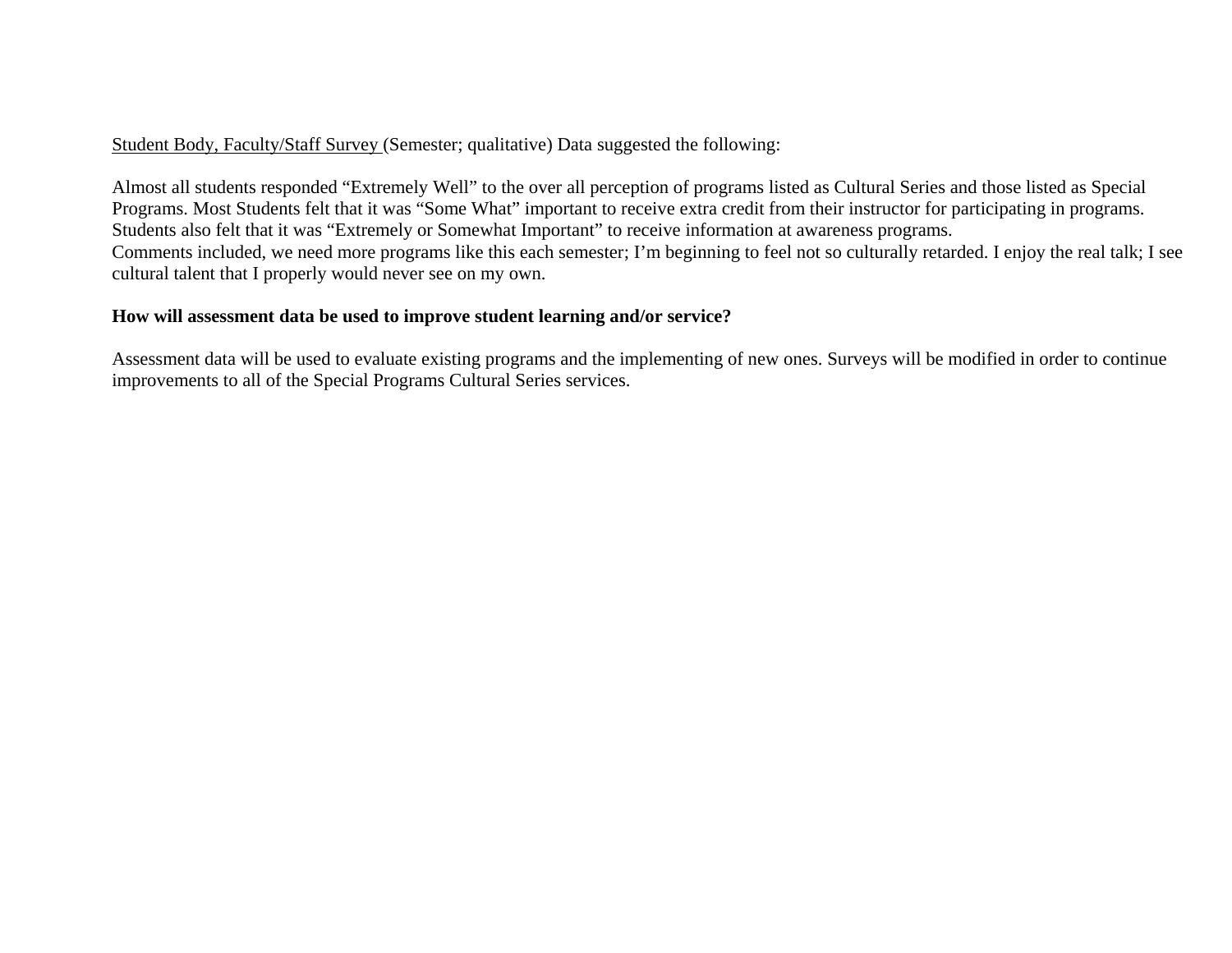Student Body, Faculty/Staff Survey (Semester; qualitative) Data suggested the following:

Almost all students responded "Extremely Well" to the over all perception of programs listed as Cultural Series and those listed as Special Programs. Most Students felt that it was "Some What" important to receive extra credit from their instructor for participating in programs. Students also felt that it was "Extremely or Somewhat Important" to receive information at awareness programs.
Comments included, we need more programs like this each semester; I'm beginning to feel not so culturally retarded. I enjoy the real talk; I see cultural talent that I properly would never see on my own.

**How will assessment data be used to improve student learning and/or service?**

Assessment data will be used to evaluate existing programs and the implementing of new ones. Surveys will be modified in order to continue improvements to all of the Special Programs Cultural Series services.